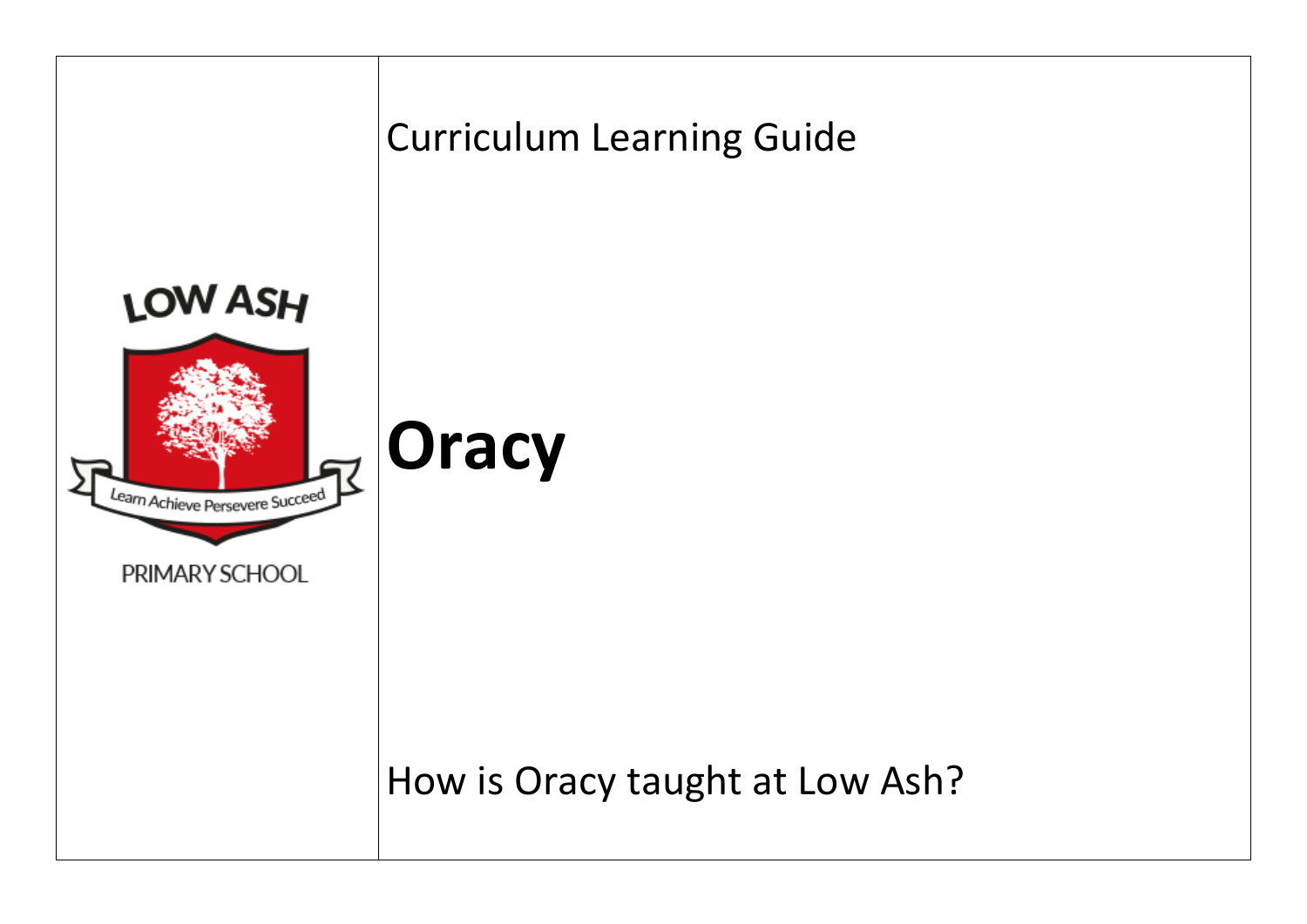LOW ASH

Learn Achieve Persevere Succeed

PRIMARY SCHOOL

Curriculum Learning Guide

# Oracy

How is Oracy taught at Low Ash?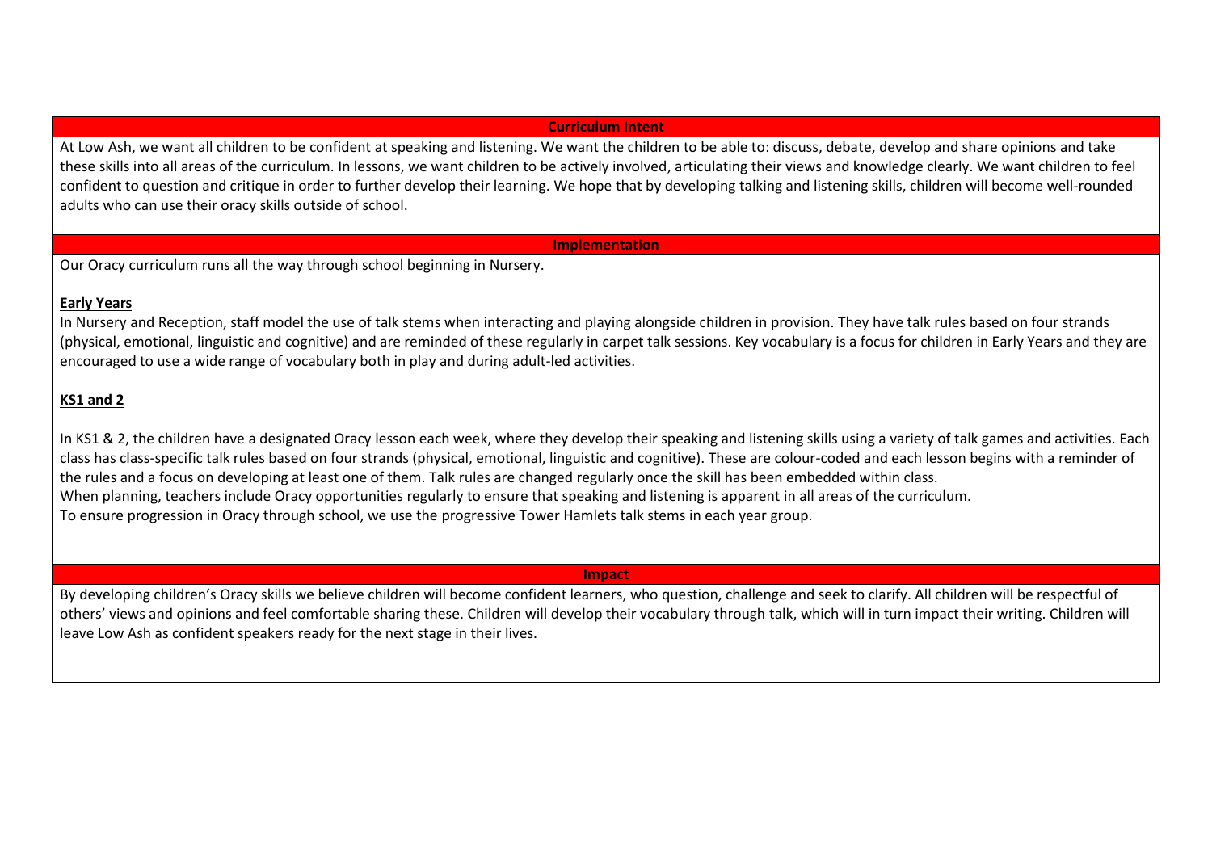## Curriculum Intent

At Low Ash, we want all children to be confident at speaking and listening. We want the children to be able to: discuss, debate, develop and share opinions and take these skills into all areas of the curriculum. In lessons, we want children to be actively involved, articulating their views and knowledge clearly. We want children to feel confident to question and critique in order to further develop their learning. We hope that by developing talking and listening skills, children will become well-rounded adults who can use their oracy skills outside of school.

## Implementation

Our Oracy curriculum runs all the way through school beginning in Nursery.

### Early Years

In Nursery and Reception, staff model the use of talk stems when interacting and playing alongside children in provision. They have talk rules based on four strands (physical, emotional, linguistic and cognitive) and are reminded of these regularly in carpet talk sessions. Key vocabulary is a focus for children in Early Years and they are encouraged to use a wide range of vocabulary both in play and during adult-led activities.

### KS1 and 2

In KS1 & 2, the children have a designated Oracy lesson each week, where they develop their speaking and listening skills using a variety of talk games and activities. Each class has class-specific talk rules based on four strands (physical, emotional, linguistic and cognitive). These are colour-coded and each lesson begins with a reminder of the rules and a focus on developing at least one of them. Talk rules are changed regularly once the skill has been embedded within class.
When planning, teachers include Oracy opportunities regularly to ensure that speaking and listening is apparent in all areas of the curriculum.
To ensure progression in Oracy through school, we use the progressive Tower Hamlets talk stems in each year group.

## Impact

By developing children's Oracy skills we believe children will become confident learners, who question, challenge and seek to clarify. All children will be respectful of others' views and opinions and feel comfortable sharing these. Children will develop their vocabulary through talk, which will in turn impact their writing. Children will leave Low Ash as confident speakers ready for the next stage in their lives.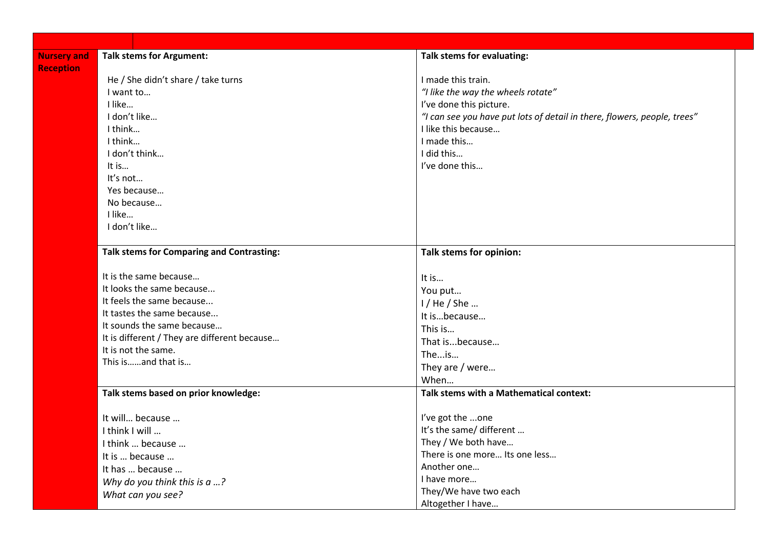| | | |
|---|---|---|
| **Nursery and Reception** | **Talk stems for Argument:**<br><br>He / She didn't share / take turns<br>I want to…<br>I like…<br>I don't like…<br>I think…<br>I think…<br>I don't think…<br>It is…<br>It's not…<br>Yes because…<br>No because…<br>I like…<br>I don't like… | **Talk stems for evaluating:**<br><br>I made this train.<br>*"I like the way the wheels rotate"*<br>I've done this picture.<br>*"I can see you have put lots of detail in there, flowers, people, trees"*<br>I like this because…<br>I made this…<br>I did this…<br>I've done this… |
| | **Talk stems for Comparing and Contrasting:**<br><br>It is the same because…<br>It looks the same because...<br>It feels the same because...<br>It tastes the same because...<br>It sounds the same because…<br>It is different / They are different because…<br>It is not the same.<br>This is……and that is… | **Talk stems for opinion:**<br><br>It is…<br>You put…<br>I / He / She …<br>It is…because…<br>This is…<br>That is...because…<br>The...is…<br>They are / were…<br>When… |
| | **Talk stems based on prior knowledge:**<br><br>It will… because …<br>I think I will …<br>I think … because …<br>It is … because …<br>It has … because …<br>*Why do you think this is a …?*<br>*What can you see?* | **Talk stems with a Mathematical context:**<br><br>I've got the ...one<br>It's the same/ different …<br>They / We both have…<br>There is one more… Its one less…<br>Another one…<br>I have more…<br>They/We have two each<br>Altogether I have… |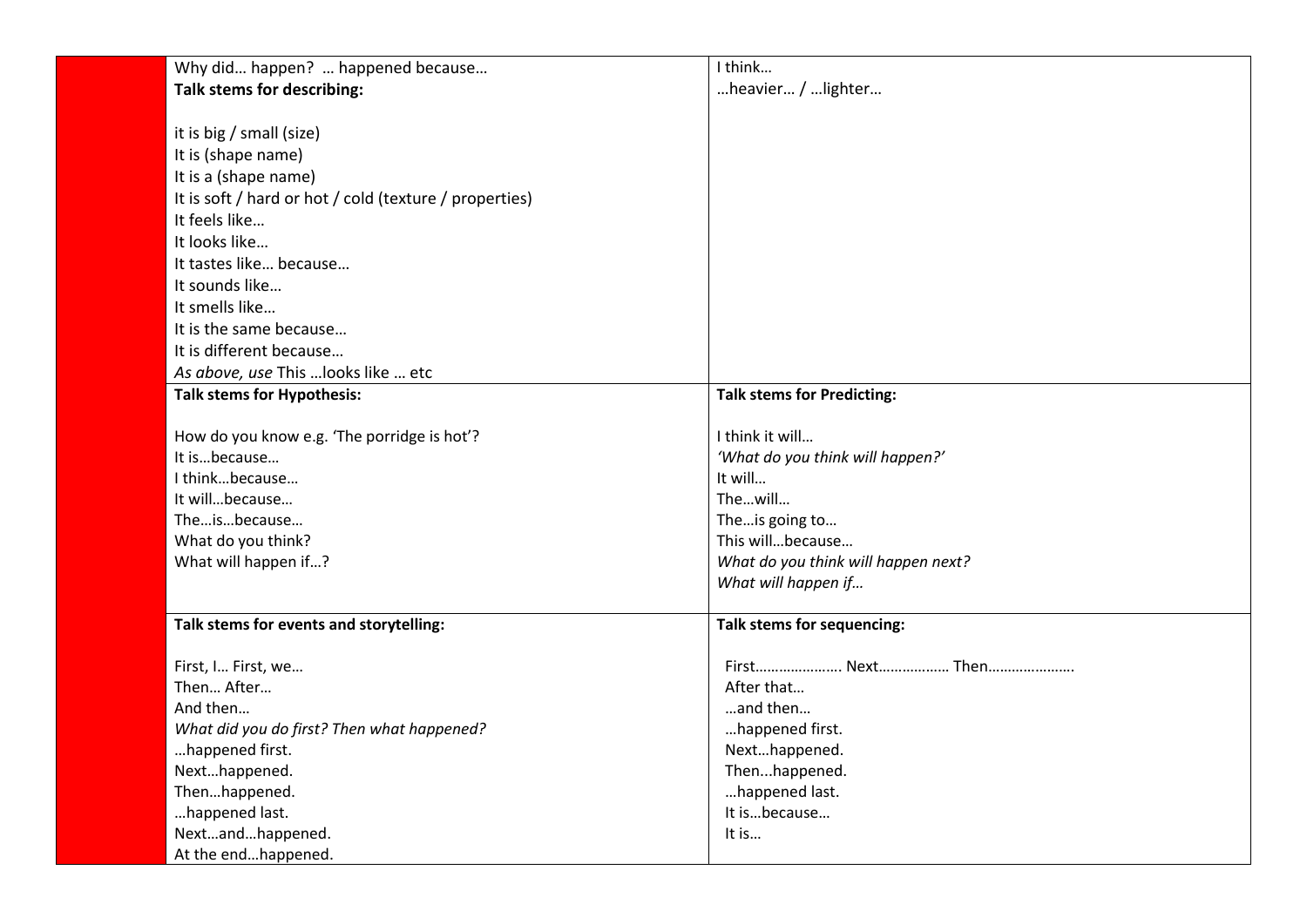| | | |
|---|---|---|
| | Why did… happen? … happened because…<br>**Talk stems for describing:**<br><br>it is big / small (size)<br>It is (shape name)<br>It is a (shape name)<br>It is soft / hard or hot / cold (texture / properties)<br>It feels like…<br>It looks like…<br>It tastes like… because…<br>It sounds like…<br>It smells like…<br>It is the same because…<br>It is different because…<br>*As above, use* This …looks like … etc | I think…<br>…heavier… / …lighter… |
| | **Talk stems for Hypothesis:**<br><br>How do you know e.g. 'The porridge is hot'?<br>It is…because…<br>I think…because…<br>It will…because…<br>The…is…because…<br>What do you think?<br>What will happen if…? | **Talk stems for Predicting:**<br><br>I think it will…<br>*'What do you think will happen?'*<br>It will…<br>The…will…<br>The…is going to…<br>This will…because…<br>*What do you think will happen next?*<br>*What will happen if…* |
| | **Talk stems for events and storytelling:**<br><br>First, I… First, we…<br>Then… After…<br>And then…<br>*What did you do first? Then what happened?*<br>…happened first.<br>Next…happened.<br>Then…happened.<br>…happened last.<br>Next…and…happened.<br>At the end…happened. | **Talk stems for sequencing:**<br><br>First…………………. Next……………… Then………………….<br>After that…<br>…and then…<br>…happened first.<br>Next…happened.<br>Then...happened.<br>…happened last.<br>It is…because…<br>It is… |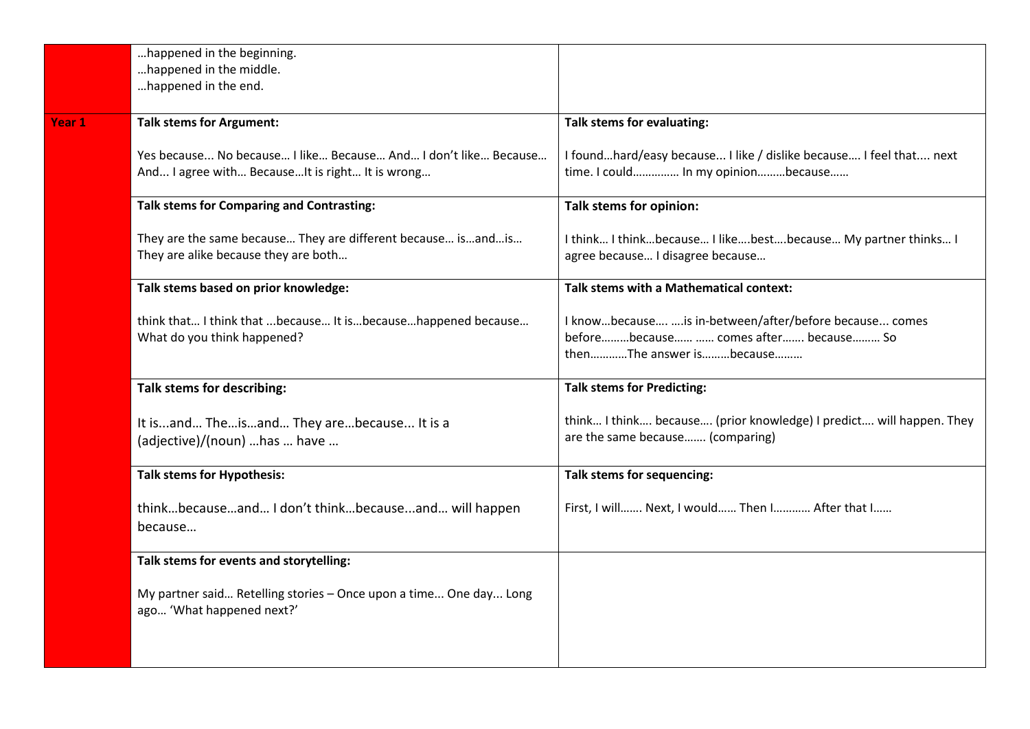| | | |
|---|---|---|
| | …happened in the beginning.<br>…happened in the middle.<br>…happened in the end. | |
| **Year 1** | **Talk stems for Argument:**<br><br>Yes because... No because… I like… Because… And… I don’t like… Because… And... I agree with… Because…It is right… It is wrong… | **Talk stems for evaluating:**<br><br>I found…hard/easy because... I like / dislike because…. I feel that.... next time. I could………….. In my opinion………because…… |
| | **Talk stems for Comparing and Contrasting:**<br><br>They are the same because… They are different because… is…and…is… They are alike because they are both… | **Talk stems for opinion:**<br><br>I think… I think…because… I like….best….because… My partner thinks… I agree because… I disagree because… |
| | **Talk stems based on prior knowledge:**<br><br>think that… I think that ...because… It is…because…happened because… What do you think happened? | **Talk stems with a Mathematical context:**<br><br>I know…because…. ….is in-between/after/before because... comes before………because…… …… comes after……. because……… So then…………The answer is………because……… |
| | **Talk stems for describing:**<br><br>It is...and… The…is…and… They are…because... It is a (adjective)/(noun) …has … have … | **Talk stems for Predicting:**<br><br>think… I think…. because…. (prior knowledge) I predict…. will happen. They are the same because……. (comparing) |
| | **Talk stems for Hypothesis:**<br><br>think…because…and… I don’t think…because...and… will happen because… | **Talk stems for sequencing:**<br><br>First, I will……. Next, I would…… Then I………… After that I…… |
| | **Talk stems for events and storytelling:**<br><br>My partner said… Retelling stories – Once upon a time... One day... Long ago… ‘What happened next?’ | |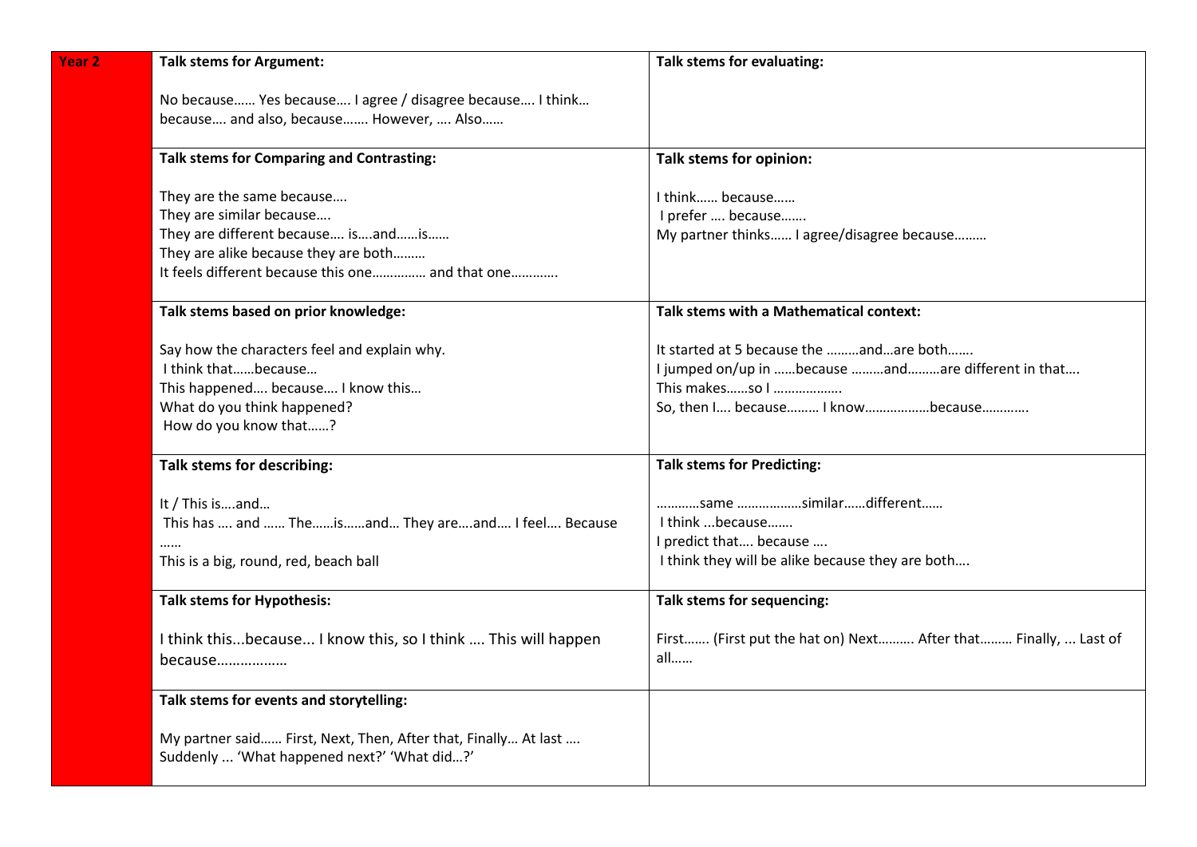| Year 2 | Talk stems for Argument: | Talk stems for evaluating: |
|---|---|---|
| | **Talk stems for Argument:**<br><br>No because…… Yes because…. I agree / disagree because…. I think… because…. and also, because……. However, …. Also…… | **Talk stems for evaluating:** |
| | **Talk stems for Comparing and Contrasting:**<br><br>They are the same because….<br>They are similar because….<br>They are different because…. is….and……is……<br>They are alike because they are both………<br>It feels different because this one…………… and that one………… | **Talk stems for opinion:**<br><br>I think…… because……<br>I prefer …. because…….<br>My partner thinks…… I agree/disagree because……… |
| | **Talk stems based on prior knowledge:**<br><br>Say how the characters feel and explain why.<br>I think that……because…<br>This happened…. because…. I know this…<br>What do you think happened?<br>How do you know that……? | **Talk stems with a Mathematical context:**<br><br>It started at 5 because the ………and…are both…….<br>I jumped on/up in ……because ………and………are different in that….<br>This makes……so I ……………….<br>So, then I…. because……… I know………………because………… |
| | **Talk stems for describing:**<br><br>It / This is….and…<br>This has …. and …… The……is……and… They are….and…. I feel…. Because ……<br>This is a big, round, red, beach ball | **Talk stems for Predicting:**<br><br>…………same ………………similar……different……<br>I think ...because…….<br>I predict that…. because ….<br>I think they will be alike because they are both…. |
| | **Talk stems for Hypothesis:**<br><br>I think this...because... I know this, so I think …. This will happen because……………… | **Talk stems for sequencing:**<br><br>First……. (First put the hat on) Next………. After that……… Finally, ... Last of all…… |
| | **Talk stems for events and storytelling:**<br><br>My partner said…… First, Next, Then, After that, Finally… At last ….<br>Suddenly ... 'What happened next?' 'What did…?' | |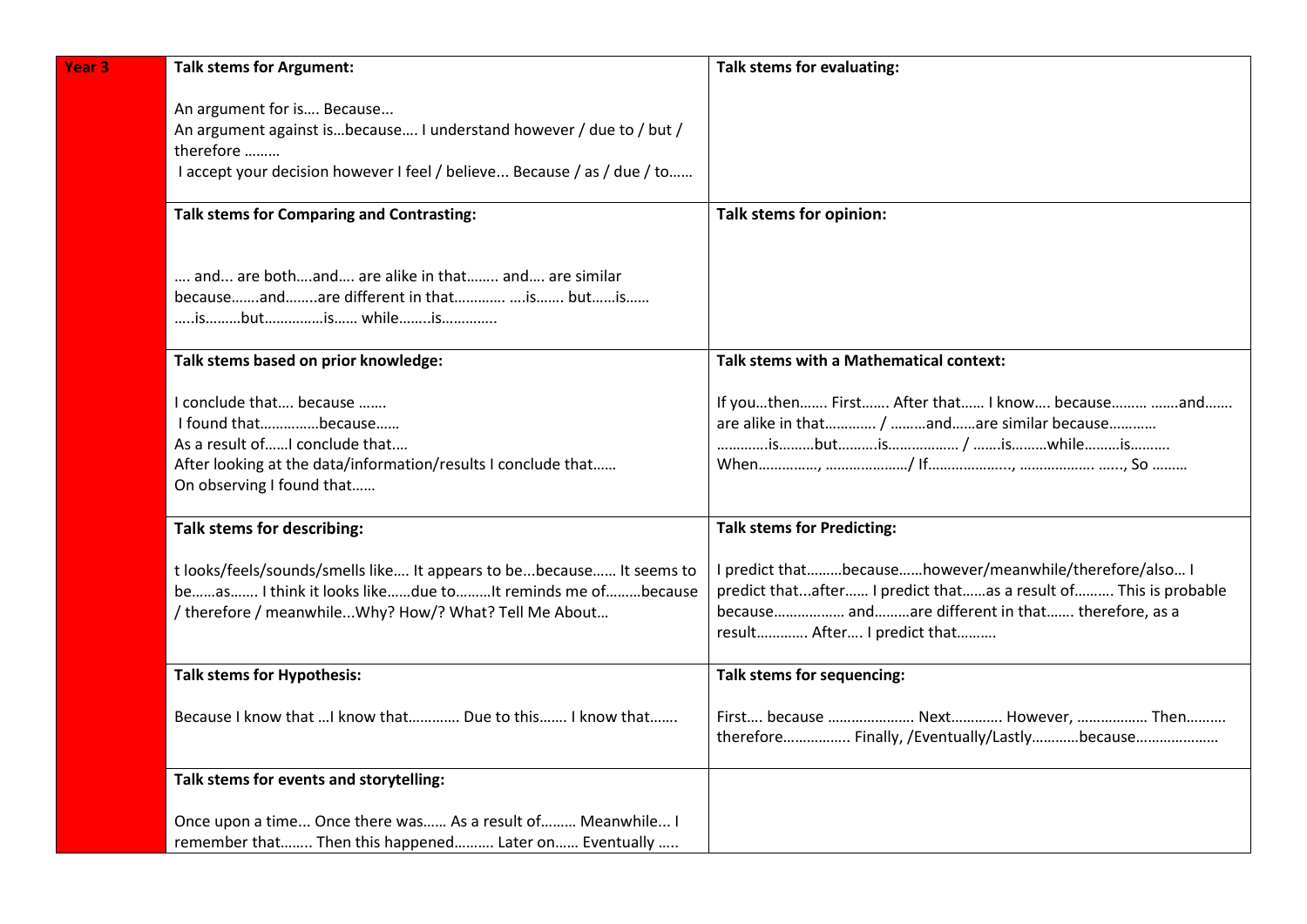| Year 3 | Talk stems for Argument:<br><br>An argument for is…. Because...<br>An argument against is…because…. I understand however / due to / but / therefore ………<br>I accept your decision however I feel / believe... Because / as / due / to…… | Talk stems for evaluating: |
|---|---|---|
| | **Talk stems for Comparing and Contrasting:**<br><br>…. and... are both….and…. are alike in that…….. and…. are similar because…….and……..are different in that…………. ….is……. but……is……<br>…..is………but……………is…… while……..is…………. | **Talk stems for opinion:** |
| | **Talk stems based on prior knowledge:**<br><br>I conclude that…. because …….<br>I found that……………because……<br>As a result of……I conclude that….<br>After looking at the data/information/results I conclude that……<br>On observing I found that…… | **Talk stems with a Mathematical context:**<br><br>If you…then……. First……. After that…… I know…. because……… …….and……. are alike in that…………. / ………and……are similar because…………<br>…………is………but……….is……………… / …….is………while………is……….<br>When……………, …………………/ If………………..., ………………. ….., So ……… |
| | **Talk stems for describing:**<br><br>t looks/feels/sounds/smells like…. It appears to be...because…… It seems to be……as……. I think it looks like……due to………It reminds me of………because / therefore / meanwhile...Why? How/? What? Tell Me About… | **Talk stems for Predicting:**<br><br>I predict that………because……however/meanwhile/therefore/also… I predict that...after…… I predict that……as a result of………. This is probable because……………… and………are different in that……. therefore, as a result…………. After…. I predict that………. |
| | **Talk stems for Hypothesis:**<br><br>Because I know that …I know that…………. Due to this……. I know that……. | **Talk stems for sequencing:**<br><br>First…. because …………………. Next…………. However, ……………. Then………. therefore……………. Finally, /Eventually/Lastly…………because………………… |
| | **Talk stems for events and storytelling:**<br><br>Once upon a time... Once there was…… As a result of……… Meanwhile... I remember that…….. Then this happened………. Later on…… Eventually ….. | |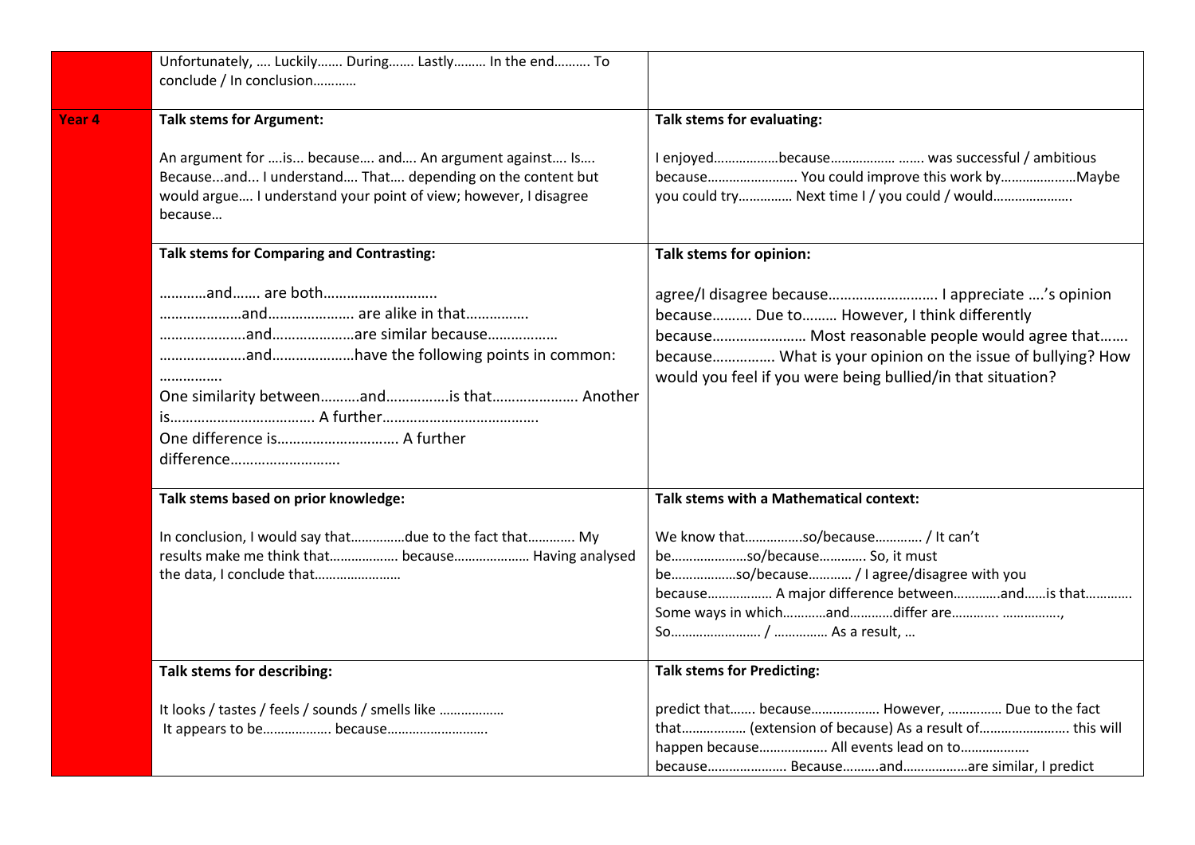| | | |
|---|---|---|
| | Unfortunately, …. Luckily……. During……. Lastly……… In the end………. To conclude / In conclusion………… | |
| Year 4 | **Talk stems for Argument:**<br><br>An argument for ….is... because…. and…. An argument against…. Is…. Because...and... I understand…. That…. depending on the content but would argue…. I understand your point of view; however, I disagree because… | **Talk stems for evaluating:**<br><br>I enjoyed………………because……………… ……. was successful / ambitious because……………………. You could improve this work by…………………Maybe you could try………….. Next time I / you could / would…………………. |
| | **Talk stems for Comparing and Contrasting:**<br><br>…………and……. are both……………………….<br>…………………and…………………. are alike in that…………….<br>…………………..and…………………are similar because……………..<br>…………………..and…………………have the following points in common: …………….<br>One similarity between……….and…………….is that…………………. Another is……………………………… A further…………………………………..<br>One difference is………………………… A further difference………………………. | **Talk stems for opinion:**<br><br>agree/I disagree because………………………. I appreciate ….'s opinion because………. Due to……… However, I think differently because…………………… Most reasonable people would agree that……. because……………. What is your opinion on the issue of bullying? How would you feel if you were being bullied/in that situation? |
| | **Talk stems based on prior knowledge:**<br><br>In conclusion, I would say that……………due to the fact that…………. My results make me think that……………… because………………… Having analysed the data, I conclude that…………………… | **Talk stems with a Mathematical context:**<br><br>We know that…………….so/because…………. / It can't be…………………so/because…………. So, it must be………………so/because………… / I agree/disagree with you because……………… A major difference between………….and……is that………… Some ways in which…………and…………differ are…………. ……………., So……………………. / …………… As a result, … |
| | **Talk stems for describing:**<br><br>It looks / tastes / feels / sounds / smells like ………………<br>It appears to be………………. because………………………. | **Talk stems for Predicting:**<br><br>predict that……. because………………. However, …………… Due to the fact that……………… (extension of because) As a result of……………………. this will happen because………………. All events lead on to……………….. because…………………. Because……….and………………are similar, I predict |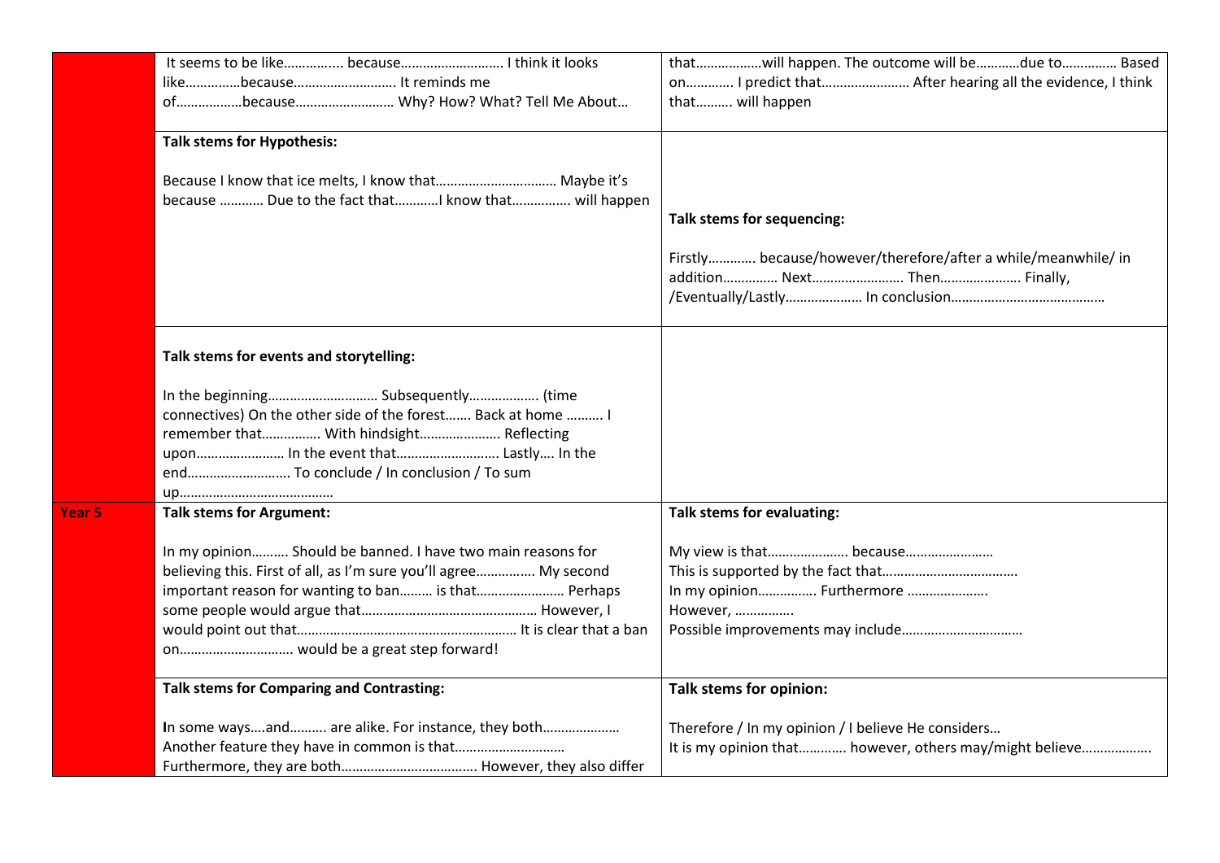| | | |
|---|---|---|
| | It seems to be like…………….. because………………………. I think it looks like……………because………………………. It reminds me of………………because……………………… Why? How? What? Tell Me About… | that………………will happen. The outcome will be…………due to………….. Based on………… I predict that…………………… After hearing all the evidence, I think that………. will happen |
| | **Talk stems for Hypothesis:**<br><br>Because I know that ice melts, I know that…………………………… Maybe it's because ………… Due to the fact that…………I know that……………. will happen | **Talk stems for sequencing:**<br><br>Firstly………… because/however/therefore/after a while/meanwhile/ in addition…………… Next……………………. Then…………………. Finally, /Eventually/Lastly………………… In conclusion…………………………………… |
| | **Talk stems for events and storytelling:**<br><br>In the beginning………………………… Subsequently………………. (time connectives) On the other side of the forest……. Back at home ………. I remember that……………. With hindsight…………………. Reflecting upon…………………… In the event that………………………. Lastly…. In the end………………………. To conclude / In conclusion / To sum up…………………………………… | |
| **Year 5** | **Talk stems for Argument:**<br><br>In my opinion………. Should be banned. I have two main reasons for believing this. First of all, as I'm sure you'll agree……………. My second important reason for wanting to ban……… is that…………………… Perhaps some people would argue that………………………………………… However, I would point out that…………………………………………………… It is clear that a ban on………………………… would be a great step forward! | **Talk stems for evaluating:**<br><br>My view is that…………………. because……………………<br>This is supported by the fact that……………………………….<br>In my opinion……………. Furthermore ………………….<br>However, …………….<br>Possible improvements may include…………………………… |
| | **Talk stems for Comparing and Contrasting:**<br><br>In some ways….and………. are alike. For instance, they both…………………<br>Another feature they have in common is that…………………………<br>Furthermore, they are both………………………………. However, they also differ | **Talk stems for opinion:**<br><br>Therefore / In my opinion / I believe He considers…<br>It is my opinion that………… however, others may/might believe……………… |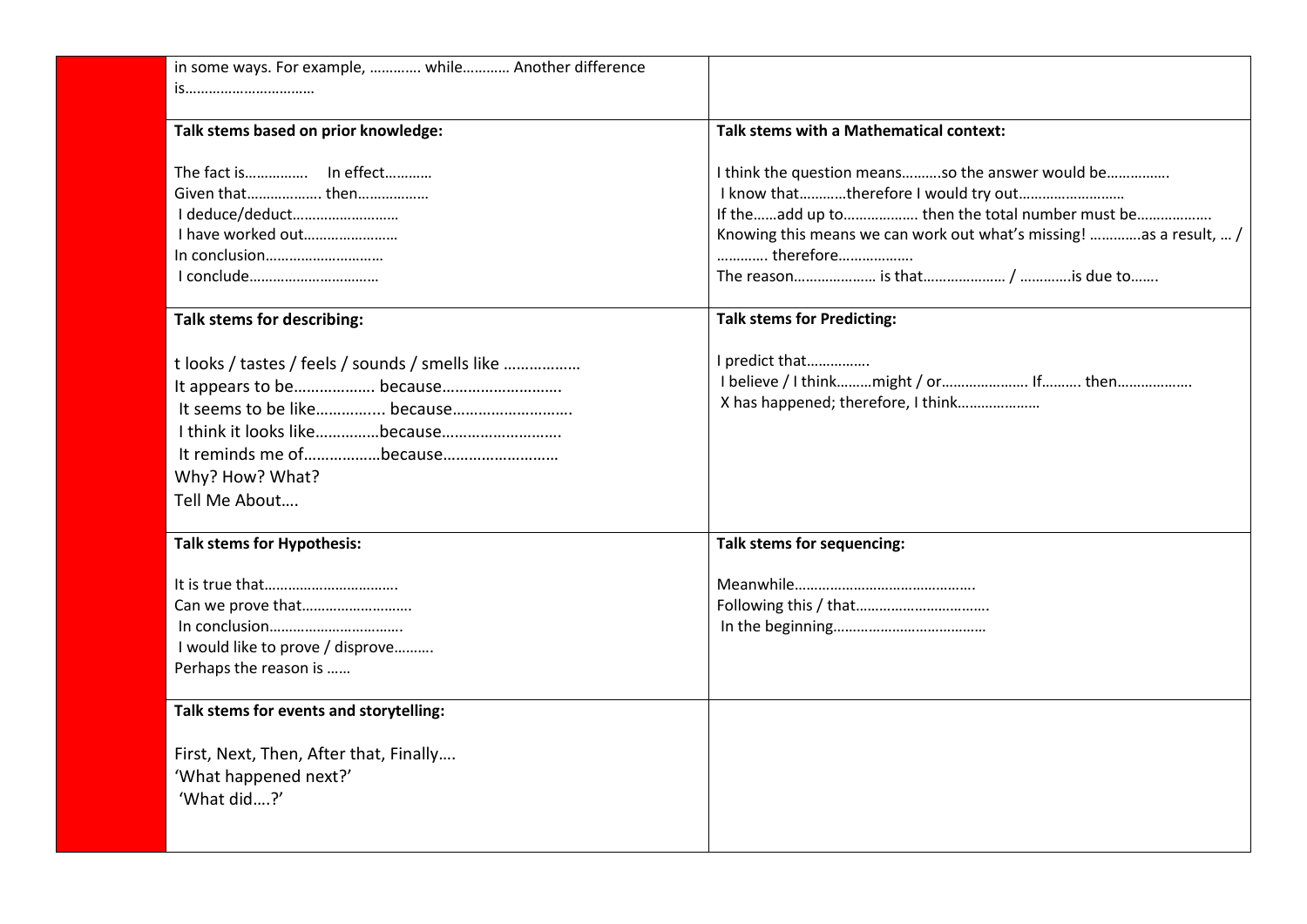| | |
|---|---|
| in some ways. For example, …………. while……….. Another difference is……………………………. | |
| **Talk stems based on prior knowledge:**<br><br>The fact is…………….   In effect…………<br>Given that………………. then………………<br>I deduce/deduct………………………<br>I have worked out……………………<br>In conclusion…………………………<br>I conclude……………………………. | **Talk stems with a Mathematical context:**<br><br>I think the question means……….so the answer would be…………….<br>I know that…………therefore I would try out………………………<br>If the……add up to………………. then the total number must be……………….<br>Knowing this means we can work out what's missing! ………….as a result, … / …………. therefore……………….<br>The reason………………… is that………………… / ………….is due to……. |
| **Talk stems for describing:**<br><br>t looks / tastes / feels / sounds / smells like ……………..<br>It appears to be………………. because……………………….<br>It seems to be like…………... because……………………….<br>I think it looks like……………because……………………….<br>It reminds me of………………because………………………<br>Why? How? What?<br>Tell Me About…. | **Talk stems for Predicting:**<br><br>I predict that…………….<br>I believe / I think………might / or…………………. If………. then……………….<br>X has happened; therefore, I think………………… |
| **Talk stems for Hypothesis:**<br><br>It is true that…………………………….<br>Can we prove that……………………….<br>In conclusion…………………………….<br>I would like to prove / disprove……….<br>Perhaps the reason is …… | **Talk stems for sequencing:**<br><br>Meanwhile……………………………………….<br>Following this / that…………………………….<br>In the beginning………………………………… |
| **Talk stems for events and storytelling:**<br><br>First, Next, Then, After that, Finally….<br>'What happened next?'<br>'What did….?' | |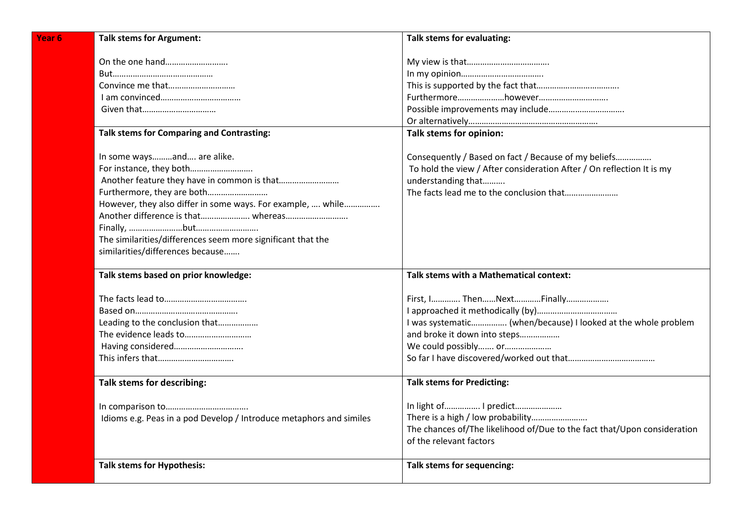| Year 6 | Talk stems for Argument: | Talk stems for evaluating: |
|---|---|---|
| | On the one hand……………………….<br>But………………………………………<br>Convince me that…………………………<br>I am convinced………………………………<br>Given that…………………………… | My view is that……………………………….<br>In my opinion……………………………….<br>This is supported by the fact that……………………………….<br>Furthermore…………………however………………………….<br>Possible improvements may include…………………………….<br>Or alternatively………………………………………………… |
| | **Talk stems for Comparing and Contrasting:** | **Talk stems for opinion:** |
| | In some ways………and…. are alike.<br>For instance, they both……………………….<br>Another feature they have in common is that………………………<br>Furthermore, they are both………………………<br>However, they also differ in some ways. For example, …. while…………….<br>Another difference is that…………………. whereas……………………….<br>Finally, ……………………but……………………….<br>The similarities/differences seem more significant that the similarities/differences because……. | Consequently / Based on fact / Because of my beliefs…………….<br>To hold the view / After consideration After / On reflection It is my understanding that……….<br>The facts lead me to the conclusion that…………………… |
| | **Talk stems based on prior knowledge:** | **Talk stems with a Mathematical context:** |
| | The facts lead to……………………………….<br>Based on……………………………………….<br>Leading to the conclusion that………………<br>The evidence leads to…………………………<br>Having considered………………………….<br>This infers that……………………………. | First, I………… Then……Next…………Finally……………….<br>I approached it methodically (by)………………………………<br>I was systematic……………. (when/because) I looked at the whole problem and broke it down into steps………………<br>We could possibly……. or…………………<br>So far I have discovered/worked out that………………………………… |
| | **Talk stems for describing:** | **Talk stems for Predicting:** |
| | In comparison to……………………………….<br>Idioms e.g. Peas in a pod Develop / Introduce metaphors and similes | In light of……………. I predict…………………<br>There is a high / low probability…………………….<br>The chances of/The likelihood of/Due to the fact that/Upon consideration of the relevant factors |
| | **Talk stems for Hypothesis:** | **Talk stems for sequencing:** |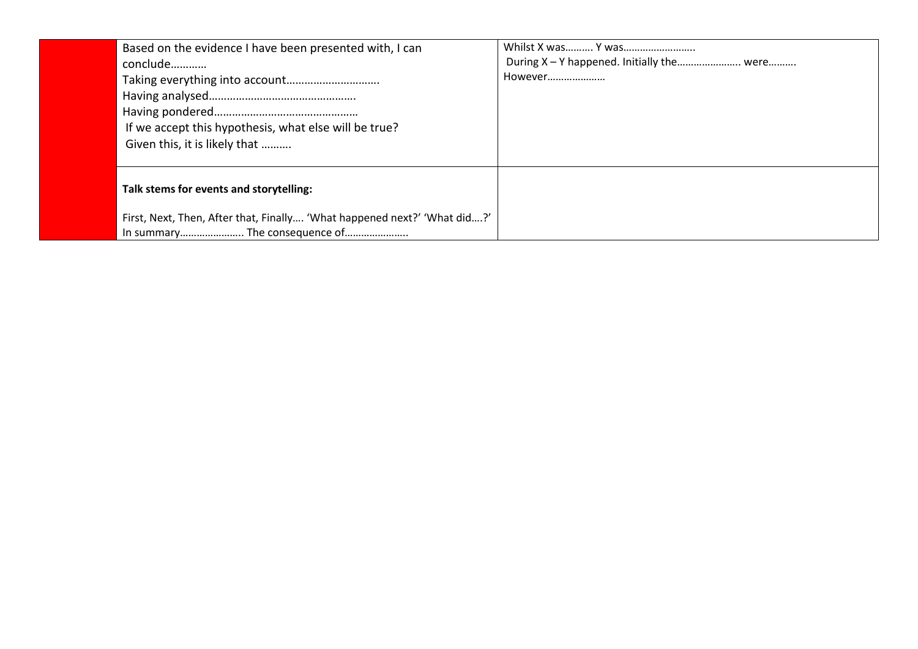| | | |
|---|---|---|
| | Based on the evidence I have been presented with, I can conclude…………<br>Taking everything into account…………………………..<br>Having analysed………………………………………….<br>Having pondered…………………………………………<br>If we accept this hypothesis, what else will be true?<br>Given this, it is likely that ………. | Whilst X was………. Y was……………………..<br>During X – Y happened. Initially the………………….. were……….<br>However………………… |
| | **Talk stems for events and storytelling:**<br><br>First, Next, Then, After that, Finally…. 'What happened next?' 'What did….?'<br>In summary………………….. The consequence of………………….. | |